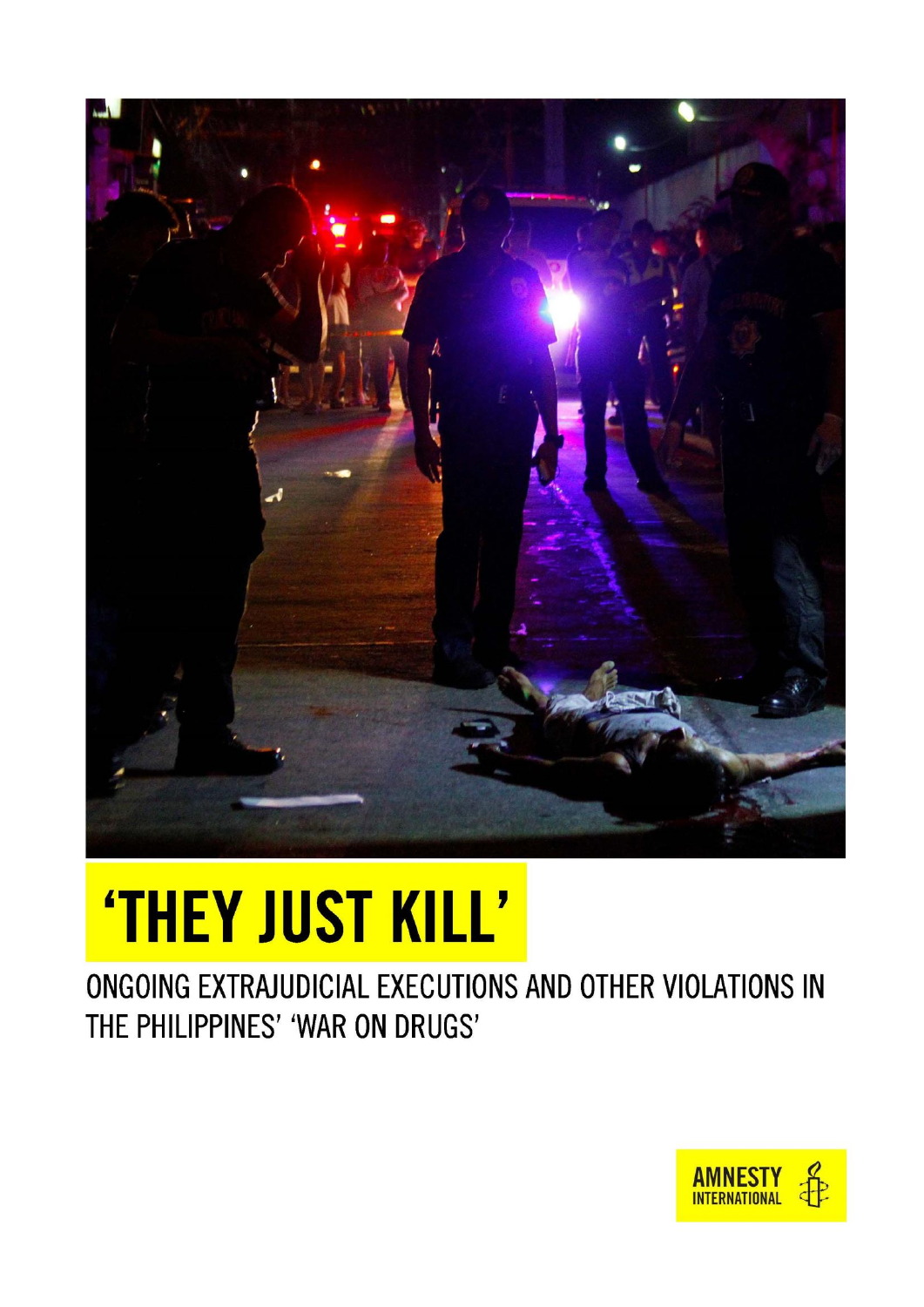# 'THEY JUST KILL'

ONGOING EXTRAJUDICIAL EXECUTIONS AND OTHER VIOLATIONS IN THE PHILIPPINES' 'WAR ON DRUGS'

AMNESTY INTERNATIONAL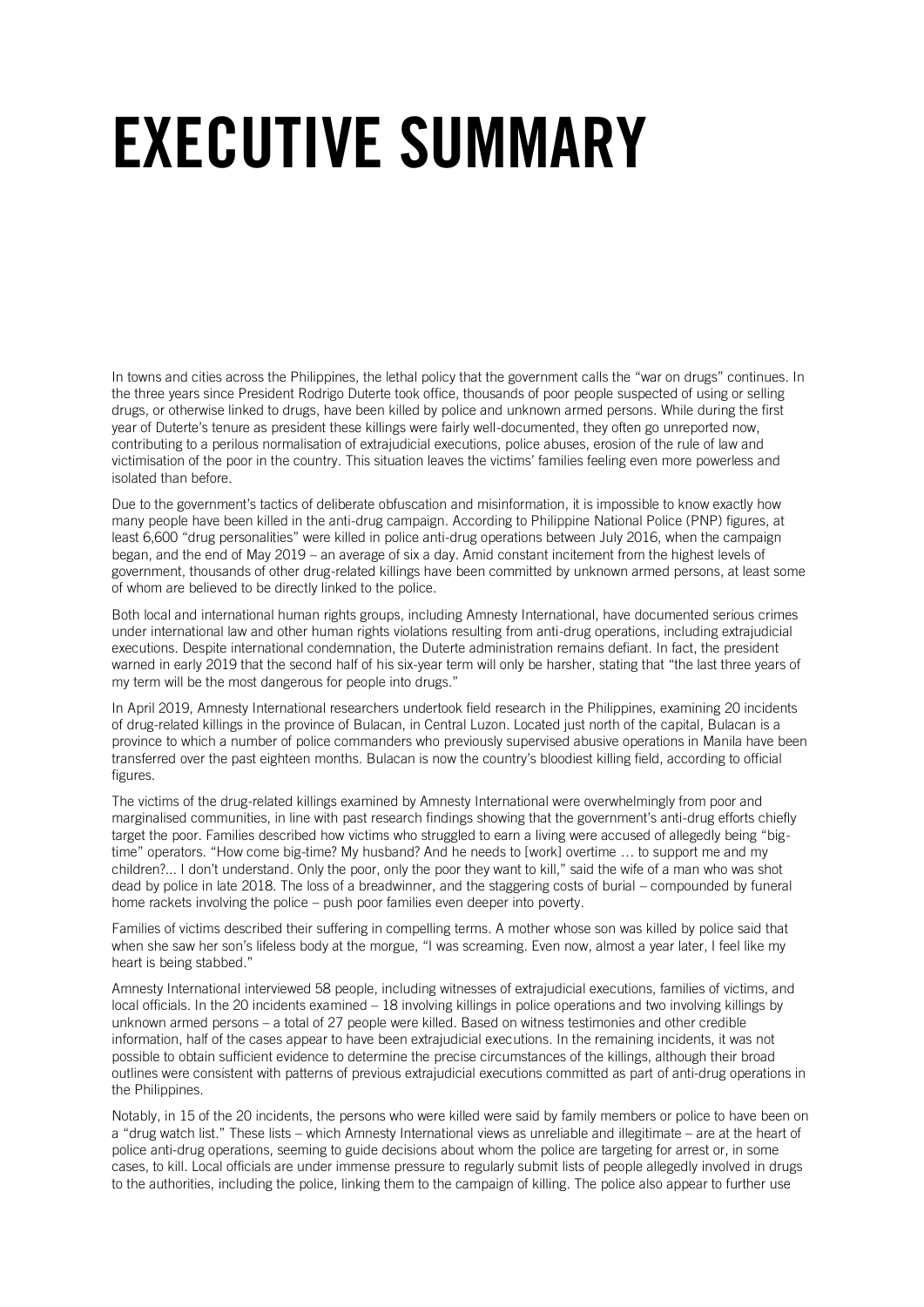# EXECUTIVE SUMMARY

In towns and cities across the Philippines, the lethal policy that the government calls the "war on drugs" continues. In the three years since President Rodrigo Duterte took office, thousands of poor people suspected of using or selling drugs, or otherwise linked to drugs, have been killed by police and unknown armed persons. While during the first year of Duterte's tenure as president these killings were fairly well-documented, they often go unreported now, contributing to a perilous normalisation of extrajudicial executions, police abuses, erosion of the rule of law and victimisation of the poor in the country. This situation leaves the victims' families feeling even more powerless and isolated than before.

Due to the government's tactics of deliberate obfuscation and misinformation, it is impossible to know exactly how many people have been killed in the anti-drug campaign. According to Philippine National Police (PNP) figures, at least 6,600 "drug personalities" were killed in police anti-drug operations between July 2016, when the campaign began, and the end of May 2019 – an average of six a day. Amid constant incitement from the highest levels of government, thousands of other drug-related killings have been committed by unknown armed persons, at least some of whom are believed to be directly linked to the police.

Both local and international human rights groups, including Amnesty International, have documented serious crimes under international law and other human rights violations resulting from anti-drug operations, including extrajudicial executions. Despite international condemnation, the Duterte administration remains defiant. In fact, the president warned in early 2019 that the second half of his six-year term will only be harsher, stating that "the last three years of my term will be the most dangerous for people into drugs."

In April 2019, Amnesty International researchers undertook field research in the Philippines, examining 20 incidents of drug-related killings in the province of Bulacan, in Central Luzon. Located just north of the capital, Bulacan is a province to which a number of police commanders who previously supervised abusive operations in Manila have been transferred over the past eighteen months. Bulacan is now the country's bloodiest killing field, according to official figures.

The victims of the drug-related killings examined by Amnesty International were overwhelmingly from poor and marginalised communities, in line with past research findings showing that the government's anti-drug efforts chiefly target the poor. Families described how victims who struggled to earn a living were accused of allegedly being "big-time" operators. "How come big-time? My husband? And he needs to [work] overtime … to support me and my children?... I don't understand. Only the poor, only the poor they want to kill," said the wife of a man who was shot dead by police in late 2018. The loss of a breadwinner, and the staggering costs of burial – compounded by funeral home rackets involving the police – push poor families even deeper into poverty.

Families of victims described their suffering in compelling terms. A mother whose son was killed by police said that when she saw her son's lifeless body at the morgue, "I was screaming. Even now, almost a year later, I feel like my heart is being stabbed."

Amnesty International interviewed 58 people, including witnesses of extrajudicial executions, families of victims, and local officials. In the 20 incidents examined – 18 involving killings in police operations and two involving killings by unknown armed persons – a total of 27 people were killed. Based on witness testimonies and other credible information, half of the cases appear to have been extrajudicial executions. In the remaining incidents, it was not possible to obtain sufficient evidence to determine the precise circumstances of the killings, although their broad outlines were consistent with patterns of previous extrajudicial executions committed as part of anti-drug operations in the Philippines.

Notably, in 15 of the 20 incidents, the persons who were killed were said by family members or police to have been on a "drug watch list." These lists – which Amnesty International views as unreliable and illegitimate – are at the heart of police anti-drug operations, seeming to guide decisions about whom the police are targeting for arrest or, in some cases, to kill. Local officials are under immense pressure to regularly submit lists of people allegedly involved in drugs to the authorities, including the police, linking them to the campaign of killing. The police also appear to further use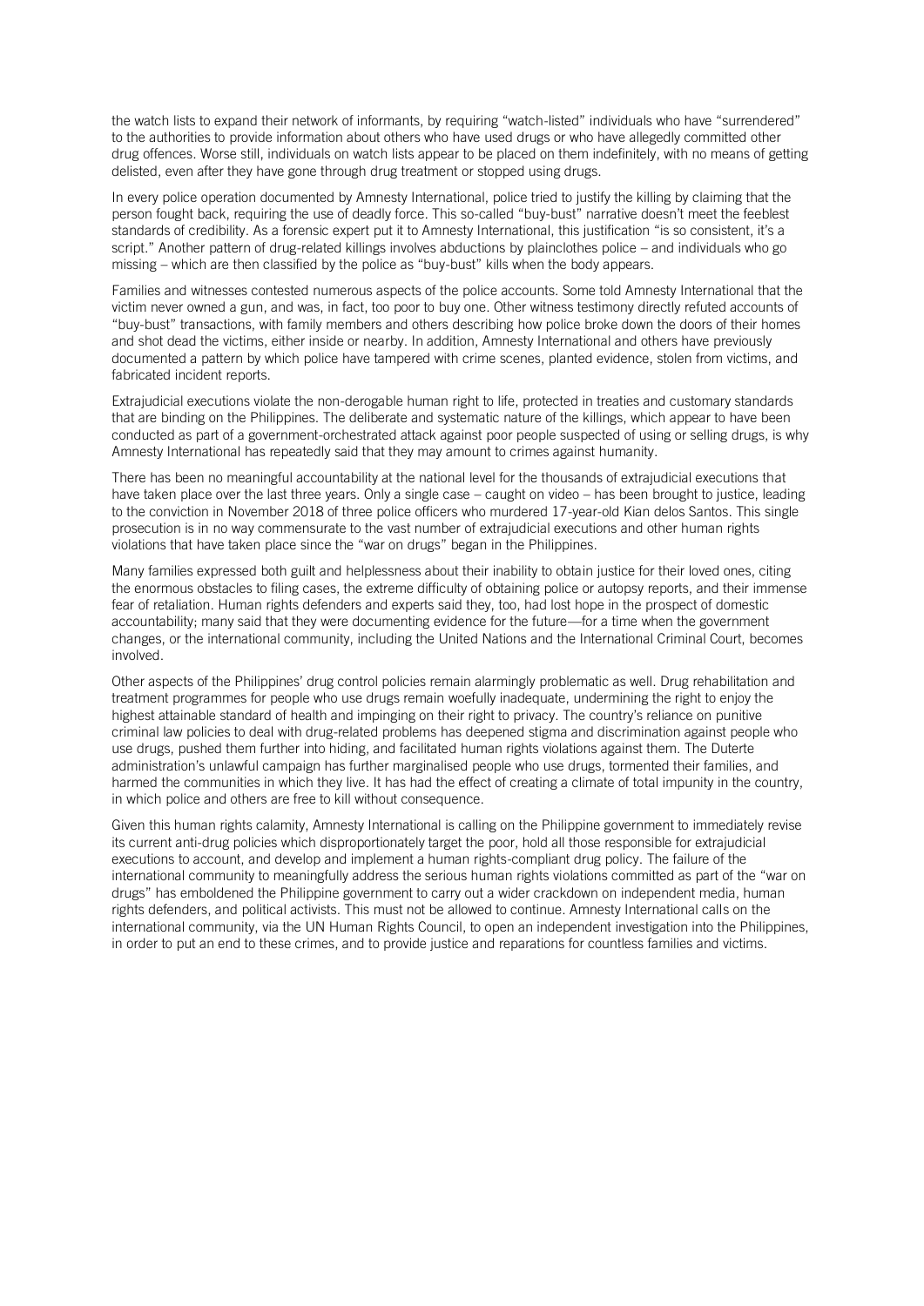the watch lists to expand their network of informants, by requiring "watch-listed" individuals who have "surrendered" to the authorities to provide information about others who have used drugs or who have allegedly committed other drug offences. Worse still, individuals on watch lists appear to be placed on them indefinitely, with no means of getting delisted, even after they have gone through drug treatment or stopped using drugs.

In every police operation documented by Amnesty International, police tried to justify the killing by claiming that the person fought back, requiring the use of deadly force. This so-called "buy-bust" narrative doesn't meet the feeblest standards of credibility. As a forensic expert put it to Amnesty International, this justification "is so consistent, it's a script." Another pattern of drug-related killings involves abductions by plainclothes police – and individuals who go missing – which are then classified by the police as "buy-bust" kills when the body appears.

Families and witnesses contested numerous aspects of the police accounts. Some told Amnesty International that the victim never owned a gun, and was, in fact, too poor to buy one. Other witness testimony directly refuted accounts of "buy-bust" transactions, with family members and others describing how police broke down the doors of their homes and shot dead the victims, either inside or nearby. In addition, Amnesty International and others have previously documented a pattern by which police have tampered with crime scenes, planted evidence, stolen from victims, and fabricated incident reports.

Extrajudicial executions violate the non-derogable human right to life, protected in treaties and customary standards that are binding on the Philippines. The deliberate and systematic nature of the killings, which appear to have been conducted as part of a government-orchestrated attack against poor people suspected of using or selling drugs, is why Amnesty International has repeatedly said that they may amount to crimes against humanity.

There has been no meaningful accountability at the national level for the thousands of extrajudicial executions that have taken place over the last three years. Only a single case – caught on video – has been brought to justice, leading to the conviction in November 2018 of three police officers who murdered 17-year-old Kian delos Santos. This single prosecution is in no way commensurate to the vast number of extrajudicial executions and other human rights violations that have taken place since the "war on drugs" began in the Philippines.

Many families expressed both guilt and helplessness about their inability to obtain justice for their loved ones, citing the enormous obstacles to filing cases, the extreme difficulty of obtaining police or autopsy reports, and their immense fear of retaliation. Human rights defenders and experts said they, too, had lost hope in the prospect of domestic accountability; many said that they were documenting evidence for the future—for a time when the government changes, or the international community, including the United Nations and the International Criminal Court, becomes involved.

Other aspects of the Philippines' drug control policies remain alarmingly problematic as well. Drug rehabilitation and treatment programmes for people who use drugs remain woefully inadequate, undermining the right to enjoy the highest attainable standard of health and impinging on their right to privacy. The country's reliance on punitive criminal law policies to deal with drug-related problems has deepened stigma and discrimination against people who use drugs, pushed them further into hiding, and facilitated human rights violations against them. The Duterte administration's unlawful campaign has further marginalised people who use drugs, tormented their families, and harmed the communities in which they live. It has had the effect of creating a climate of total impunity in the country, in which police and others are free to kill without consequence.

Given this human rights calamity, Amnesty International is calling on the Philippine government to immediately revise its current anti-drug policies which disproportionately target the poor, hold all those responsible for extrajudicial executions to account, and develop and implement a human rights-compliant drug policy. The failure of the international community to meaningfully address the serious human rights violations committed as part of the "war on drugs" has emboldened the Philippine government to carry out a wider crackdown on independent media, human rights defenders, and political activists. This must not be allowed to continue. Amnesty International calls on the international community, via the UN Human Rights Council, to open an independent investigation into the Philippines, in order to put an end to these crimes, and to provide justice and reparations for countless families and victims.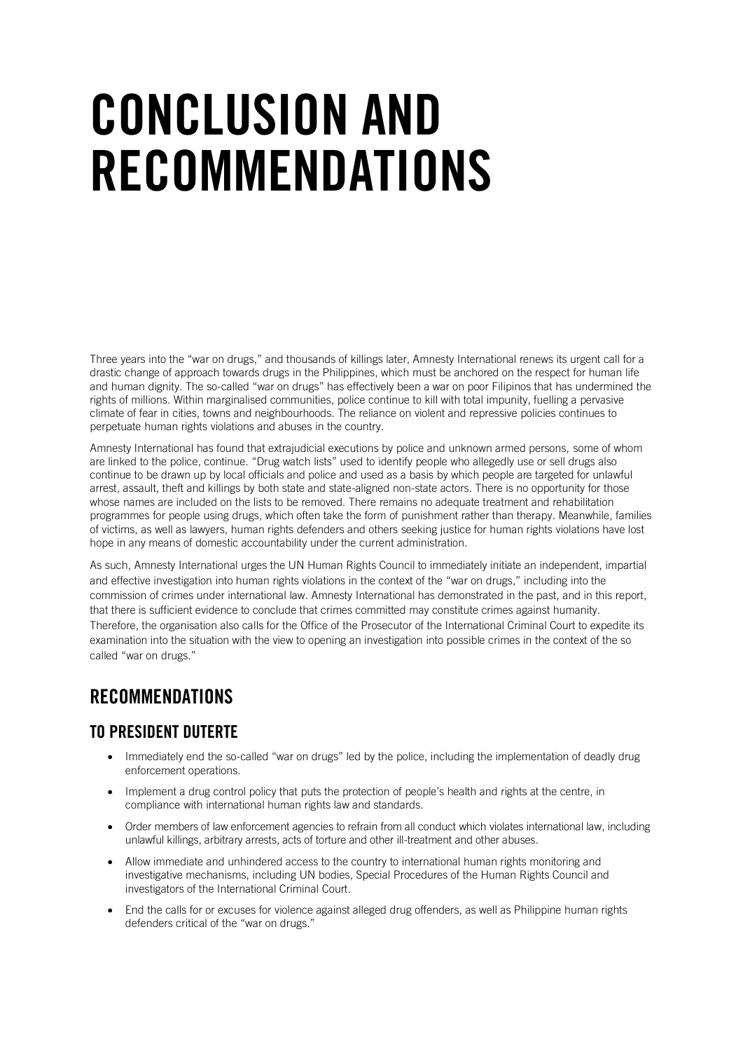# CONCLUSION AND RECOMMENDATIONS

Three years into the "war on drugs," and thousands of killings later, Amnesty International renews its urgent call for a drastic change of approach towards drugs in the Philippines, which must be anchored on the respect for human life and human dignity. The so-called "war on drugs" has effectively been a war on poor Filipinos that has undermined the rights of millions. Within marginalised communities, police continue to kill with total impunity, fuelling a pervasive climate of fear in cities, towns and neighbourhoods. The reliance on violent and repressive policies continues to perpetuate human rights violations and abuses in the country.

Amnesty International has found that extrajudicial executions by police and unknown armed persons, some of whom are linked to the police, continue. "Drug watch lists" used to identify people who allegedly use or sell drugs also continue to be drawn up by local officials and police and used as a basis by which people are targeted for unlawful arrest, assault, theft and killings by both state and state-aligned non-state actors. There is no opportunity for those whose names are included on the lists to be removed. There remains no adequate treatment and rehabilitation programmes for people using drugs, which often take the form of punishment rather than therapy. Meanwhile, families of victims, as well as lawyers, human rights defenders and others seeking justice for human rights violations have lost hope in any means of domestic accountability under the current administration.

As such, Amnesty International urges the UN Human Rights Council to immediately initiate an independent, impartial and effective investigation into human rights violations in the context of the "war on drugs," including into the commission of crimes under international law. Amnesty International has demonstrated in the past, and in this report, that there is sufficient evidence to conclude that crimes committed may constitute crimes against humanity. Therefore, the organisation also calls for the Office of the Prosecutor of the International Criminal Court to expedite its examination into the situation with the view to opening an investigation into possible crimes in the context of the so called "war on drugs."

## RECOMMENDATIONS

### TO PRESIDENT DUTERTE

- Immediately end the so-called "war on drugs" led by the police, including the implementation of deadly drug enforcement operations.
- Implement a drug control policy that puts the protection of people's health and rights at the centre, in compliance with international human rights law and standards.
- Order members of law enforcement agencies to refrain from all conduct which violates international law, including unlawful killings, arbitrary arrests, acts of torture and other ill-treatment and other abuses.
- Allow immediate and unhindered access to the country to international human rights monitoring and investigative mechanisms, including UN bodies, Special Procedures of the Human Rights Council and investigators of the International Criminal Court.
- End the calls for or excuses for violence against alleged drug offenders, as well as Philippine human rights defenders critical of the "war on drugs."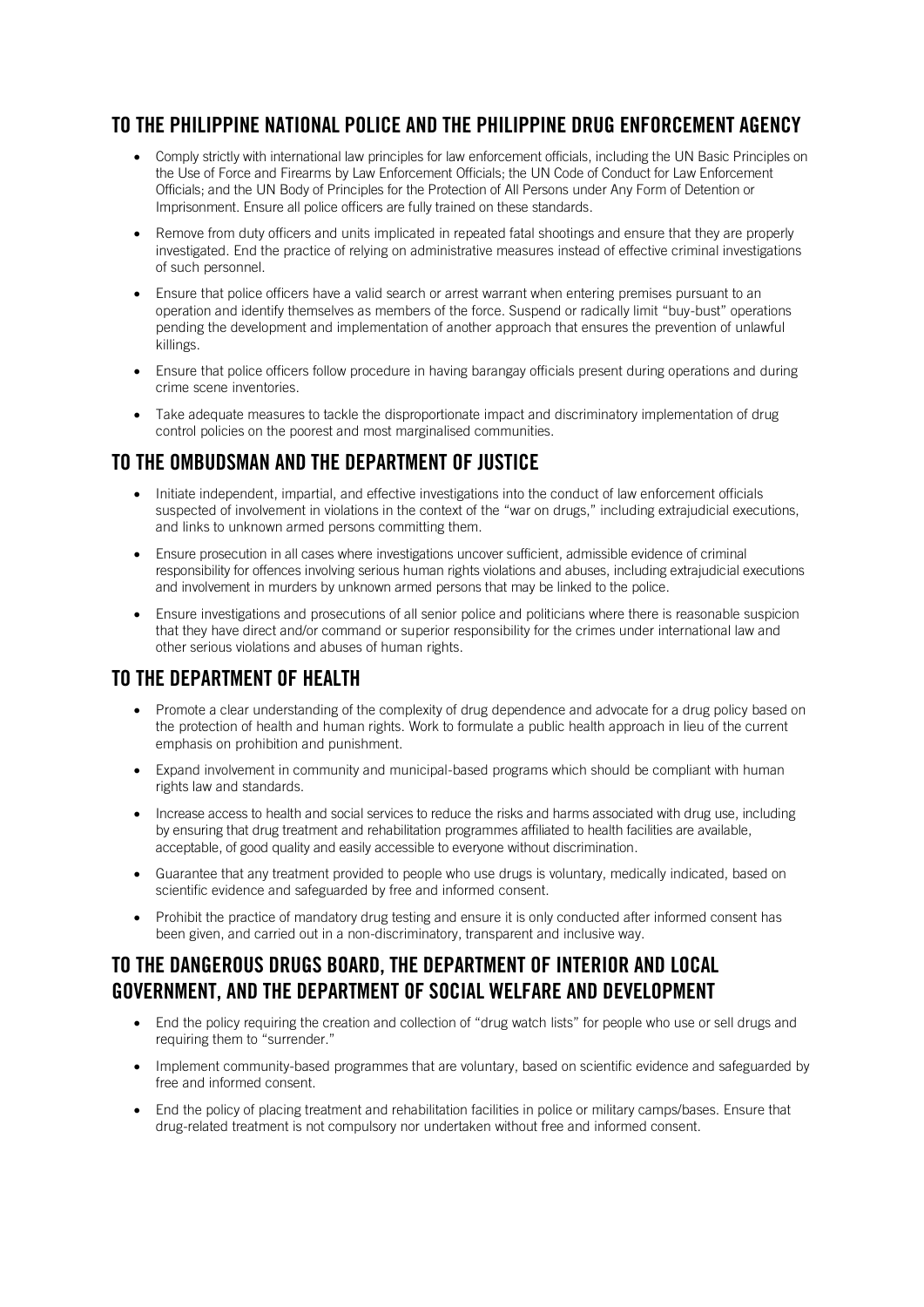## TO THE PHILIPPINE NATIONAL POLICE AND THE PHILIPPINE DRUG ENFORCEMENT AGENCY

- Comply strictly with international law principles for law enforcement officials, including the UN Basic Principles on the Use of Force and Firearms by Law Enforcement Officials; the UN Code of Conduct for Law Enforcement Officials; and the UN Body of Principles for the Protection of All Persons under Any Form of Detention or Imprisonment. Ensure all police officers are fully trained on these standards.
- Remove from duty officers and units implicated in repeated fatal shootings and ensure that they are properly investigated. End the practice of relying on administrative measures instead of effective criminal investigations of such personnel.
- Ensure that police officers have a valid search or arrest warrant when entering premises pursuant to an operation and identify themselves as members of the force. Suspend or radically limit "buy-bust" operations pending the development and implementation of another approach that ensures the prevention of unlawful killings.
- Ensure that police officers follow procedure in having barangay officials present during operations and during crime scene inventories.
- Take adequate measures to tackle the disproportionate impact and discriminatory implementation of drug control policies on the poorest and most marginalised communities.

## TO THE OMBUDSMAN AND THE DEPARTMENT OF JUSTICE

- Initiate independent, impartial, and effective investigations into the conduct of law enforcement officials suspected of involvement in violations in the context of the "war on drugs," including extrajudicial executions, and links to unknown armed persons committing them.
- Ensure prosecution in all cases where investigations uncover sufficient, admissible evidence of criminal responsibility for offences involving serious human rights violations and abuses, including extrajudicial executions and involvement in murders by unknown armed persons that may be linked to the police.
- Ensure investigations and prosecutions of all senior police and politicians where there is reasonable suspicion that they have direct and/or command or superior responsibility for the crimes under international law and other serious violations and abuses of human rights.

## TO THE DEPARTMENT OF HEALTH

- Promote a clear understanding of the complexity of drug dependence and advocate for a drug policy based on the protection of health and human rights. Work to formulate a public health approach in lieu of the current emphasis on prohibition and punishment.
- Expand involvement in community and municipal-based programs which should be compliant with human rights law and standards.
- Increase access to health and social services to reduce the risks and harms associated with drug use, including by ensuring that drug treatment and rehabilitation programmes affiliated to health facilities are available, acceptable, of good quality and easily accessible to everyone without discrimination.
- Guarantee that any treatment provided to people who use drugs is voluntary, medically indicated, based on scientific evidence and safeguarded by free and informed consent.
- Prohibit the practice of mandatory drug testing and ensure it is only conducted after informed consent has been given, and carried out in a non-discriminatory, transparent and inclusive way.

## TO THE DANGEROUS DRUGS BOARD, THE DEPARTMENT OF INTERIOR AND LOCAL GOVERNMENT, AND THE DEPARTMENT OF SOCIAL WELFARE AND DEVELOPMENT

- End the policy requiring the creation and collection of "drug watch lists" for people who use or sell drugs and requiring them to "surrender."
- Implement community-based programmes that are voluntary, based on scientific evidence and safeguarded by free and informed consent.
- End the policy of placing treatment and rehabilitation facilities in police or military camps/bases. Ensure that drug-related treatment is not compulsory nor undertaken without free and informed consent.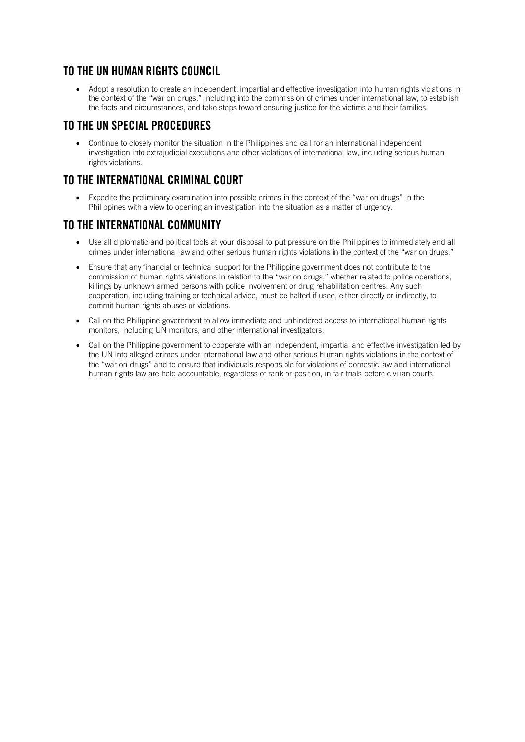## TO THE UN HUMAN RIGHTS COUNCIL

- Adopt a resolution to create an independent, impartial and effective investigation into human rights violations in the context of the "war on drugs," including into the commission of crimes under international law, to establish the facts and circumstances, and take steps toward ensuring justice for the victims and their families.

## TO THE UN SPECIAL PROCEDURES

- Continue to closely monitor the situation in the Philippines and call for an international independent investigation into extrajudicial executions and other violations of international law, including serious human rights violations.

## TO THE INTERNATIONAL CRIMINAL COURT

- Expedite the preliminary examination into possible crimes in the context of the "war on drugs" in the Philippines with a view to opening an investigation into the situation as a matter of urgency.

## TO THE INTERNATIONAL COMMUNITY

- Use all diplomatic and political tools at your disposal to put pressure on the Philippines to immediately end all crimes under international law and other serious human rights violations in the context of the "war on drugs."
- Ensure that any financial or technical support for the Philippine government does not contribute to the commission of human rights violations in relation to the "war on drugs," whether related to police operations, killings by unknown armed persons with police involvement or drug rehabilitation centres. Any such cooperation, including training or technical advice, must be halted if used, either directly or indirectly, to commit human rights abuses or violations.
- Call on the Philippine government to allow immediate and unhindered access to international human rights monitors, including UN monitors, and other international investigators.
- Call on the Philippine government to cooperate with an independent, impartial and effective investigation led by the UN into alleged crimes under international law and other serious human rights violations in the context of the "war on drugs" and to ensure that individuals responsible for violations of domestic law and international human rights law are held accountable, regardless of rank or position, in fair trials before civilian courts.